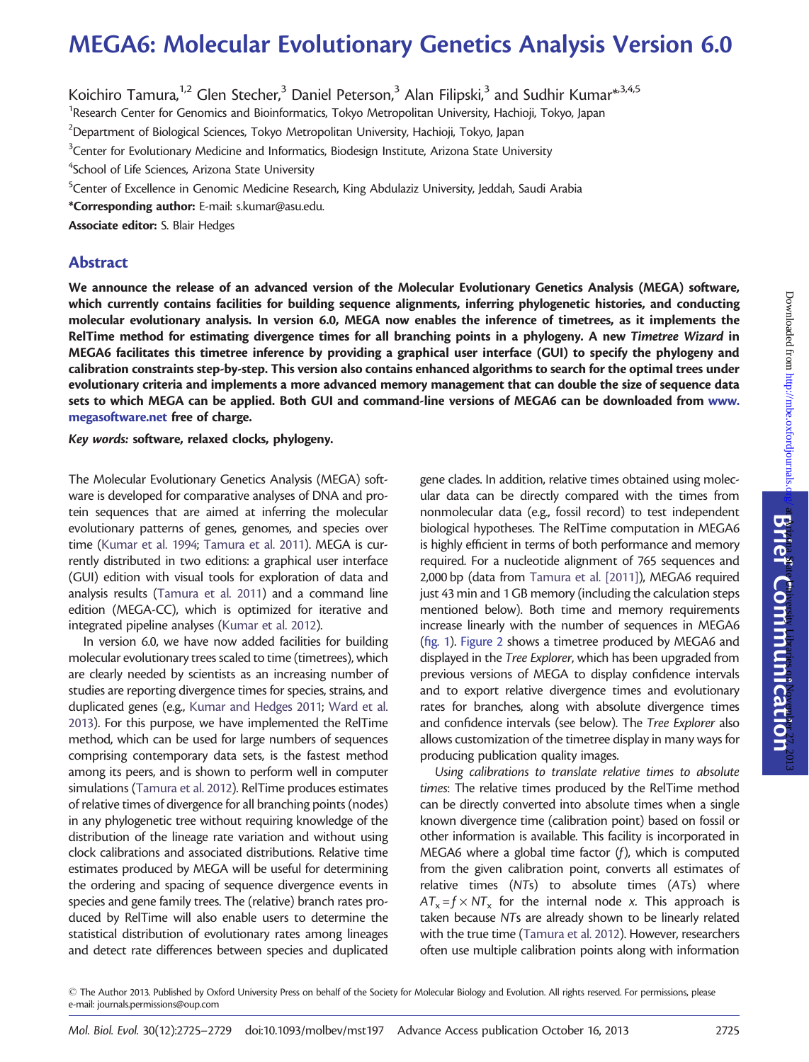# MEGA6: Molecular Evolutionary Genetics Analysis Version 6.0

Koichiro Tamura,[1,2] Glen Stecher,[3] Daniel Peterson,[3] Alan Filipski,[3] and Sudhir Kumar*[,3,4,5]

[1]Research Center for Genomics and Bioinformatics, Tokyo Metropolitan University, Hachioji, Tokyo, Japan

[2]Department of Biological Sciences, Tokyo Metropolitan University, Hachioji, Tokyo, Japan

[3]Center for Evolutionary Medicine and Informatics, Biodesign Institute, Arizona State University

[4]School of Life Sciences, Arizona State University

[5]Center of Excellence in Genomic Medicine Research, King Abdulaziz University, Jeddah, Saudi Arabia

**\*Corresponding author:** E-mail: s.kumar@asu.edu.

**Associate editor:** S. Blair Hedges

## Abstract

**We announce the release of an advanced version of the Molecular Evolutionary Genetics Analysis (MEGA) software, which currently contains facilities for building sequence alignments, inferring phylogenetic histories, and conducting molecular evolutionary analysis. In version 6.0, MEGA now enables the inference of timetrees, as it implements the RelTime method for estimating divergence times for all branching points in a phylogeny. A new *Timetree Wizard* in MEGA6 facilitates this timetree inference by providing a graphical user interface (GUI) to specify the phylogeny and calibration constraints step-by-step. This version also contains enhanced algorithms to search for the optimal trees under evolutionary criteria and implements a more advanced memory management that can double the size of sequence data sets to which MEGA can be applied. Both GUI and command-line versions of MEGA6 can be downloaded from www.megasoftware.net free of charge.**

***Key words:*** **software, relaxed clocks, phylogeny.**

The Molecular Evolutionary Genetics Analysis (MEGA) software is developed for comparative analyses of DNA and protein sequences that are aimed at inferring the molecular evolutionary patterns of genes, genomes, and species over time (Kumar et al. 1994; Tamura et al. 2011). MEGA is currently distributed in two editions: a graphical user interface (GUI) edition with visual tools for exploration of data and analysis results (Tamura et al. 2011) and a command line edition (MEGA-CC), which is optimized for iterative and integrated pipeline analyses (Kumar et al. 2012).

In version 6.0, we have now added facilities for building molecular evolutionary trees scaled to time (timetrees), which are clearly needed by scientists as an increasing number of studies are reporting divergence times for species, strains, and duplicated genes (e.g., Kumar and Hedges 2011; Ward et al. 2013). For this purpose, we have implemented the RelTime method, which can be used for large numbers of sequences comprising contemporary data sets, is the fastest method among its peers, and is shown to perform well in computer simulations (Tamura et al. 2012). RelTime produces estimates of relative times of divergence for all branching points (nodes) in any phylogenetic tree without requiring knowledge of the distribution of the lineage rate variation and without using clock calibrations and associated distributions. Relative time estimates produced by MEGA will be useful for determining the ordering and spacing of sequence divergence events in species and gene family trees. The (relative) branch rates produced by RelTime will also enable users to determine the statistical distribution of evolutionary rates among lineages and detect rate differences between species and duplicated gene clades. In addition, relative times obtained using molecular data can be directly compared with the times from nonmolecular data (e.g., fossil record) to test independent biological hypotheses. The RelTime computation in MEGA6 is highly efficient in terms of both performance and memory required. For a nucleotide alignment of 765 sequences and 2,000 bp (data from Tamura et al. [2011]), MEGA6 required just 43 min and 1 GB memory (including the calculation steps mentioned below). Both time and memory requirements increase linearly with the number of sequences in MEGA6 (fig. 1). Figure 2 shows a timetree produced by MEGA6 and displayed in the *Tree Explorer*, which has been upgraded from previous versions of MEGA to display confidence intervals and to export relative divergence times and evolutionary rates for branches, along with absolute divergence times and confidence intervals (see below). The *Tree Explorer* also allows customization of the timetree display in many ways for producing publication quality images.

*Using calibrations to translate relative times to absolute times*: The relative times produced by the RelTime method can be directly converted into absolute times when a single known divergence time (calibration point) based on fossil or other information is available. This facility is incorporated in MEGA6 where a global time factor ($f$), which is computed from the given calibration point, converts all estimates of relative times ($NT$s) to absolute times ($AT$s) where $AT_x = f \times NT_x$ for the internal node $x$. This approach is taken because $NT$s are already shown to be linearly related with the true time (Tamura et al. 2012). However, researchers often use multiple calibration points along with information

© The Author 2013. Published by Oxford University Press on behalf of the Society for Molecular Biology and Evolution. All rights reserved. For permissions, please e-mail: journals.permissions@oup.com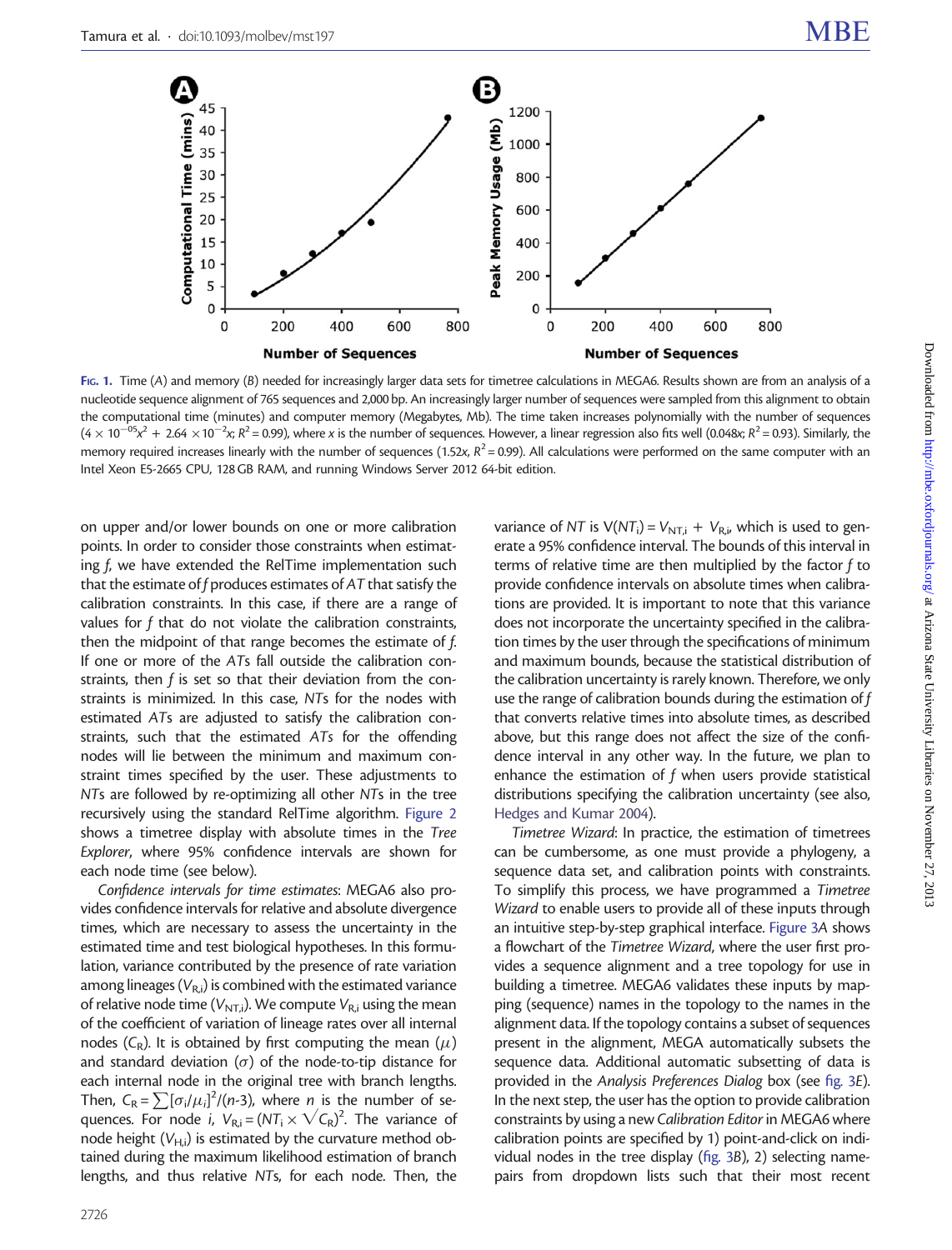FIG. 1. Time (*A*) and memory (*B*) needed for increasingly larger data sets for timetree calculations in MEGA6. Results shown are from an analysis of a nucleotide sequence alignment of 765 sequences and 2,000 bp. An increasingly larger number of sequences were sampled from this alignment to obtain the computational time (minutes) and computer memory (Megabytes, Mb). The time taken increases polynomially with the number of sequences ($4 \times 10^{-05}x^2 + 2.64 \times 10^{-2}x$; $R^2 = 0.99$), where *x* is the number of sequences. However, a linear regression also fits well ($0.048x$; $R^2 = 0.93$). Similarly, the memory required increases linearly with the number of sequences ($1.52x$, $R^2 = 0.99$). All calculations were performed on the same computer with an Intel Xeon E5-2665 CPU, 128 GB RAM, and running Windows Server 2012 64-bit edition.

on upper and/or lower bounds on one or more calibration points. In order to consider those constraints when estimating *f*, we have extended the RelTime implementation such that the estimate of *f* produces estimates of *AT* that satisfy the calibration constraints. In this case, if there are a range of values for *f* that do not violate the calibration constraints, then the midpoint of that range becomes the estimate of *f*. If one or more of the *AT*s fall outside the calibration constraints, then *f* is set so that their deviation from the constraints is minimized. In this case, *NT*s for the nodes with estimated *AT*s are adjusted to satisfy the calibration constraints, such that the estimated *AT*s for the offending nodes will lie between the minimum and maximum constraint times specified by the user. These adjustments to *NT*s are followed by re-optimizing all other *NT*s in the tree recursively using the standard RelTime algorithm. Figure 2 shows a timetree display with absolute times in the *Tree Explorer*, where 95% confidence intervals are shown for each node time (see below).

*Confidence intervals for time estimates*: MEGA6 also provides confidence intervals for relative and absolute divergence times, which are necessary to assess the uncertainty in the estimated time and test biological hypotheses. In this formulation, variance contributed by the presence of rate variation among lineages ($V_{R,i}$) is combined with the estimated variance of relative node time ($V_{NT,i}$). We compute $V_{R,i}$ using the mean of the coefficient of variation of lineage rates over all internal nodes ($C_R$). It is obtained by first computing the mean ($\mu$) and standard deviation ($\sigma$) of the node-to-tip distance for each internal node in the original tree with branch lengths. Then, $C_R = \sum[\sigma_i/\mu_i]^2/(n\text{-}3)$, where *n* is the number of sequences. For node *i*, $V_{R,i} = (NT_i \times \sqrt{C_R})^2$. The variance of node height ($V_{H,i}$) is estimated by the curvature method obtained during the maximum likelihood estimation of branch lengths, and thus relative *NT*s, for each node. Then, the variance of *NT* is $V(NT_i) = V_{NT,i} + V_{R,i}$, which is used to generate a 95% confidence interval. The bounds of this interval in terms of relative time are then multiplied by the factor *f* to provide confidence intervals on absolute times when calibrations are provided. It is important to note that this variance does not incorporate the uncertainty specified in the calibration times by the user through the specifications of minimum and maximum bounds, because the statistical distribution of the calibration uncertainty is rarely known. Therefore, we only use the range of calibration bounds during the estimation of *f* that converts relative times into absolute times, as described above, but this range does not affect the size of the confidence interval in any other way. In the future, we plan to enhance the estimation of *f* when users provide statistical distributions specifying the calibration uncertainty (see also, Hedges and Kumar 2004).

*Timetree Wizard*: In practice, the estimation of timetrees can be cumbersome, as one must provide a phylogeny, a sequence data set, and calibration points with constraints. To simplify this process, we have programmed a *Timetree Wizard* to enable users to provide all of these inputs through an intuitive step-by-step graphical interface. Figure 3*A* shows a flowchart of the *Timetree Wizard*, where the user first provides a sequence alignment and a tree topology for use in building a timetree. MEGA6 validates these inputs by mapping (sequence) names in the topology to the names in the alignment data. If the topology contains a subset of sequences present in the alignment, MEGA automatically subsets the sequence data. Additional automatic subsetting of data is provided in the *Analysis Preferences Dialog* box (see fig. 3*E*). In the next step, the user has the option to provide calibration constraints by using a new *Calibration Editor* in MEGA6 where calibration points are specified by 1) point-and-click on individual nodes in the tree display (fig. 3*B*), 2) selecting name-pairs from dropdown lists such that their most recent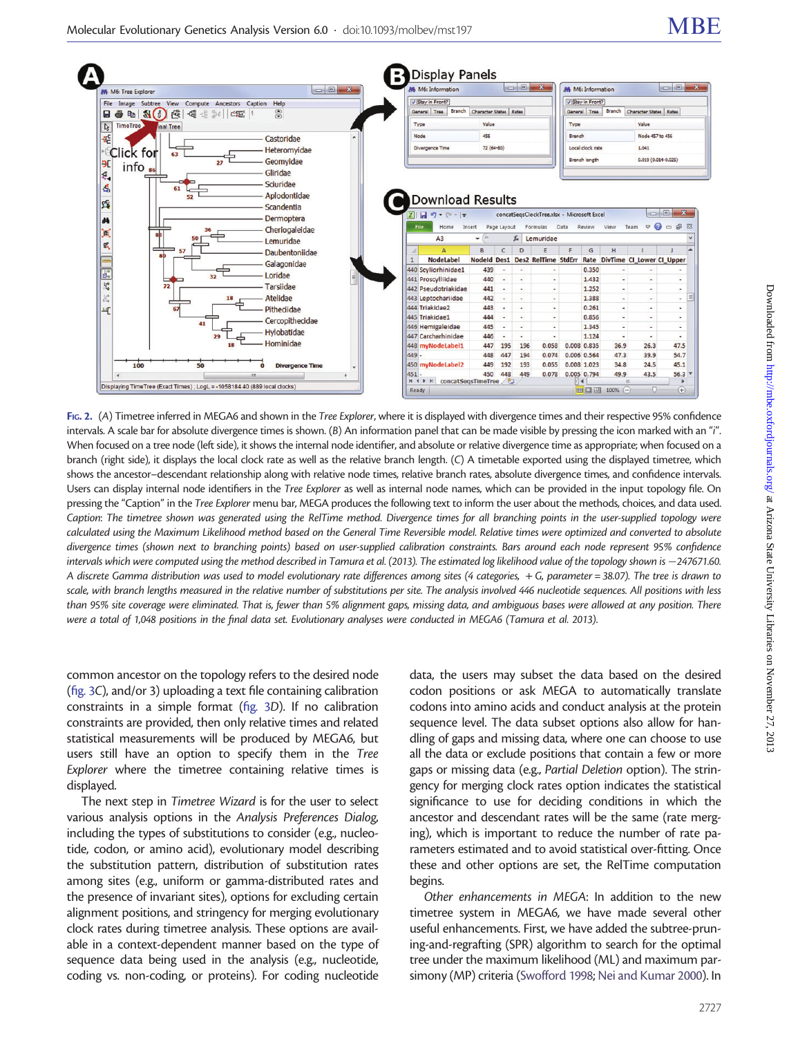FIG. 2. (A) Timetree inferred in MEGA6 and shown in the *Tree Explorer*, where it is displayed with divergence times and their respective 95% confidence intervals. A scale bar for absolute divergence times is shown. (B) An information panel that can be made visible by pressing the icon marked with an "*i*". When focused on a tree node (left side), it shows the internal node identifier, and absolute or relative divergence time as appropriate; when focused on a branch (right side), it displays the local clock rate as well as the relative branch length. (C) A timetable exported using the displayed timetree, which shows the ancestor–descendant relationship along with relative node times, relative branch rates, absolute divergence times, and confidence intervals. Users can display internal node identifiers in the *Tree Explorer* as well as internal node names, which can be provided in the input topology file. On pressing the "Caption" in the *Tree Explorer* menu bar, MEGA produces the following text to inform the user about the methods, choices, and data used. *Caption: The timetree shown was generated using the RelTime method. Divergence times for all branching points in the user-supplied topology were calculated using the Maximum Likelihood method based on the General Time Reversible model. Relative times were optimized and converted to absolute divergence times (shown next to branching points) based on user-supplied calibration constraints. Bars around each node represent 95% confidence intervals which were computed using the method described in Tamura et al. (2013). The estimated log likelihood value of the topology shown is −247671.60. A discrete Gamma distribution was used to model evolutionary rate differences among sites (4 categories, +G, parameter = 38.07). The tree is drawn to scale, with branch lengths measured in the relative number of substitutions per site. The analysis involved 446 nucleotide sequences. All positions with less than 95% site coverage were eliminated. That is, fewer than 5% alignment gaps, missing data, and ambiguous bases were allowed at any position. There were a total of 1,048 positions in the final data set. Evolutionary analyses were conducted in MEGA6 (Tamura et al. 2013).*

common ancestor on the topology refers to the desired node (fig. 3C), and/or 3) uploading a text file containing calibration constraints in a simple format (fig. 3D). If no calibration constraints are provided, then only relative times and related statistical measurements will be produced by MEGA6, but users still have an option to specify them in the *Tree Explorer* where the timetree containing relative times is displayed.

The next step in *Timetree Wizard* is for the user to select various analysis options in the *Analysis Preferences Dialog*, including the types of substitutions to consider (e.g., nucleotide, codon, or amino acid), evolutionary model describing the substitution pattern, distribution of substitution rates among sites (e.g., uniform or gamma-distributed rates and the presence of invariant sites), options for excluding certain alignment positions, and stringency for merging evolutionary clock rates during timetree analysis. These options are available in a context-dependent manner based on the type of sequence data being used in the analysis (e.g., nucleotide, coding vs. non-coding, or proteins). For coding nucleotide data, the users may subset the data based on the desired codon positions or ask MEGA to automatically translate codons into amino acids and conduct analysis at the protein sequence level. The data subset options also allow for handling of gaps and missing data, where one can choose to use all the data or exclude positions that contain a few or more gaps or missing data (e.g., *Partial Deletion* option). The stringency for merging clock rates option indicates the statistical significance to use for deciding conditions in which the ancestor and descendant rates will be the same (rate merging), which is important to reduce the number of rate parameters estimated and to avoid statistical over-fitting. Once these and other options are set, the RelTime computation begins.

*Other enhancements in MEGA*: In addition to the new timetree system in MEGA6, we have made several other useful enhancements. First, we have added the subtree-pruning-and-regrafting (SPR) algorithm to search for the optimal tree under the maximum likelihood (ML) and maximum parsimony (MP) criteria (Swofford 1998; Nei and Kumar 2000). In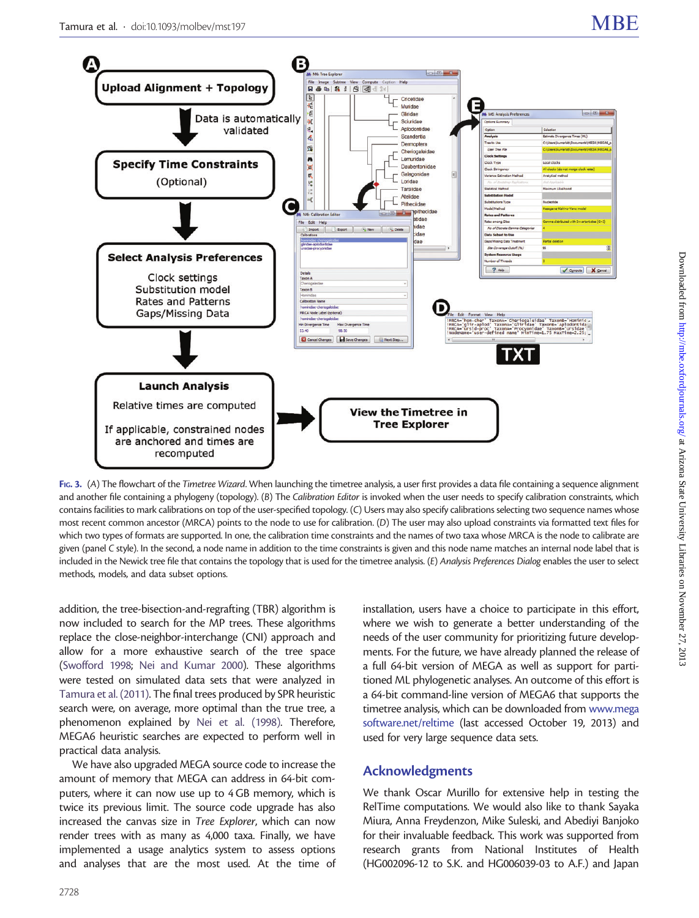Fig. 3. (A) The flowchart of the *Timetree Wizard*. When launching the timetree analysis, a user first provides a data file containing a sequence alignment and another file containing a phylogeny (topology). (B) The *Calibration Editor* is invoked when the user needs to specify calibration constraints, which contains facilities to mark calibrations on top of the user-specified topology. (C) Users may also specify calibrations selecting two sequence names whose most recent common ancestor (MRCA) points to the node to use for calibration. (D) The user may also upload constraints via formatted text files for which two types of formats are supported. In one, the calibration time constraints and the names of two taxa whose MRCA is the node to calibrate are given (panel C style). In the second, a node name in addition to the time constraints is given and this node name matches an internal node label that is included in the Newick tree file that contains the topology that is used for the timetree analysis. (E) *Analysis Preferences Dialog* enables the user to select methods, models, and data subset options.

addition, the tree-bisection-and-regrafting (TBR) algorithm is now included to search for the MP trees. These algorithms replace the close-neighbor-interchange (CNI) approach and allow for a more exhaustive search of the tree space (Swofford 1998; Nei and Kumar 2000). These algorithms were tested on simulated data sets that were analyzed in Tamura et al. (2011). The final trees produced by SPR heuristic search were, on average, more optimal than the true tree, a phenomenon explained by Nei et al. (1998). Therefore, MEGA6 heuristic searches are expected to perform well in practical data analysis.

We have also upgraded MEGA source code to increase the amount of memory that MEGA can address in 64-bit computers, where it can now use up to 4 GB memory, which is twice its previous limit. The source code upgrade has also increased the canvas size in *Tree Explorer*, which can now render trees with as many as 4,000 taxa. Finally, we have implemented a usage analytics system to assess options and analyses that are the most used. At the time of installation, users have a choice to participate in this effort, where we wish to generate a better understanding of the needs of the user community for prioritizing future developments. For the future, we have already planned the release of a full 64-bit version of MEGA as well as support for partitioned ML phylogenetic analyses. An outcome of this effort is a 64-bit command-line version of MEGA6 that supports the timetree analysis, which can be downloaded from www.megasoftware.net/reltime (last accessed October 19, 2013) and used for very large sequence data sets.

## Acknowledgments

We thank Oscar Murillo for extensive help in testing the RelTime computations. We would also like to thank Sayaka Miura, Anna Freydenzon, Mike Suleski, and Abediyi Banjoko for their invaluable feedback. This work was supported from research grants from National Institutes of Health (HG002096-12 to S.K. and HG006039-03 to A.F.) and Japan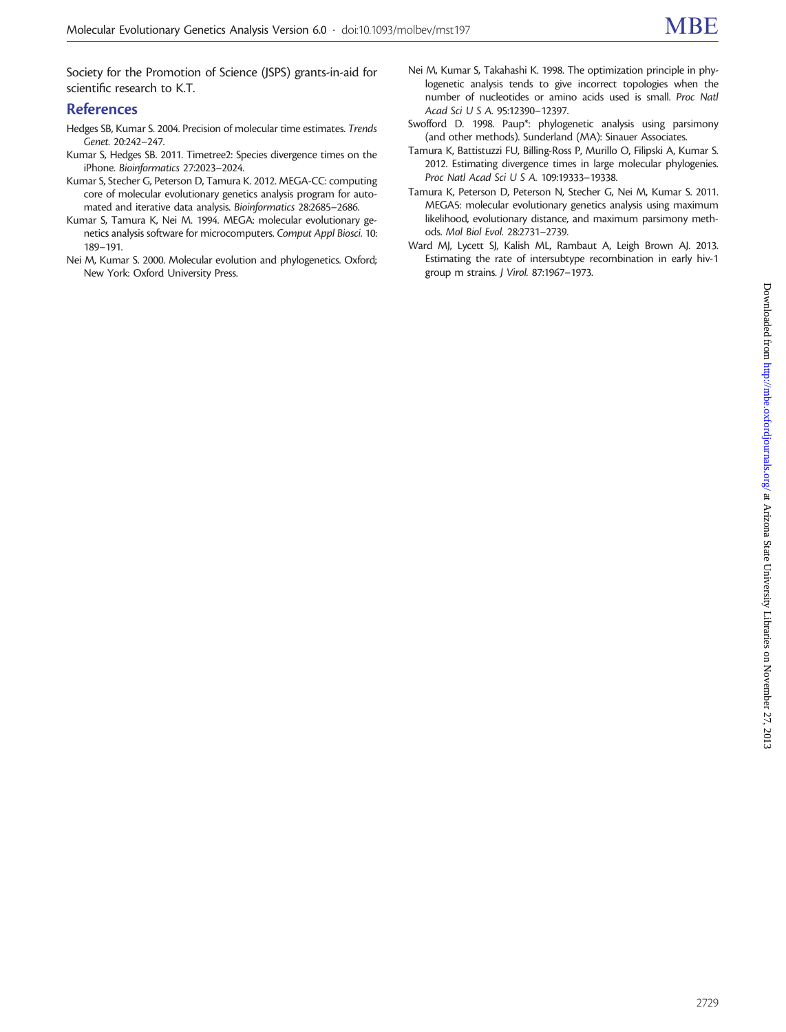Society for the Promotion of Science (JSPS) grants-in-aid for scientific research to K.T.

## References

Hedges SB, Kumar S. 2004. Precision of molecular time estimates. *Trends Genet.* 20:242–247.

Kumar S, Hedges SB. 2011. Timetree2: Species divergence times on the iPhone. *Bioinformatics* 27:2023–2024.

Kumar S, Stecher G, Peterson D, Tamura K. 2012. MEGA-CC: computing core of molecular evolutionary genetics analysis program for automated and iterative data analysis. *Bioinformatics* 28:2685–2686.

Kumar S, Tamura K, Nei M. 1994. MEGA: molecular evolutionary genetics analysis software for microcomputers. *Comput Appl Biosci.* 10: 189–191.

Nei M, Kumar S. 2000. Molecular evolution and phylogenetics. Oxford; New York: Oxford University Press.

Nei M, Kumar S, Takahashi K. 1998. The optimization principle in phylogenetic analysis tends to give incorrect topologies when the number of nucleotides or amino acids used is small. *Proc Natl Acad Sci U S A.* 95:12390–12397.

Swofford D. 1998. Paup*: phylogenetic analysis using parsimony (and other methods). Sunderland (MA): Sinauer Associates.

Tamura K, Battistuzzi FU, Billing-Ross P, Murillo O, Filipski A, Kumar S. 2012. Estimating divergence times in large molecular phylogenies. *Proc Natl Acad Sci U S A.* 109:19333–19338.

Tamura K, Peterson D, Peterson N, Stecher G, Nei M, Kumar S. 2011. MEGA5: molecular evolutionary genetics analysis using maximum likelihood, evolutionary distance, and maximum parsimony methods. *Mol Biol Evol.* 28:2731–2739.

Ward MJ, Lycett SJ, Kalish ML, Rambaut A, Leigh Brown AJ. 2013. Estimating the rate of intersubtype recombination in early hiv-1 group m strains. *J Virol.* 87:1967–1973.